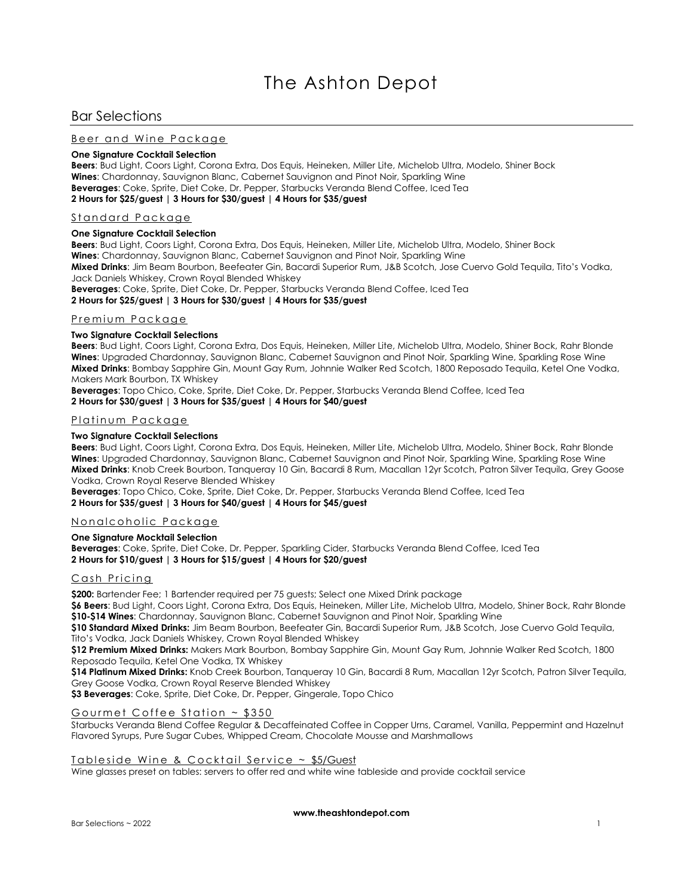# The Ashton Depot

## Bar Selections

### Beer and Wine Package

**One Signature Cocktail Selection**
**Beers**: Bud Light, Coors Light, Corona Extra, Dos Equis, Heineken, Miller Lite, Michelob Ultra, Modelo, Shiner Bock
**Wines**: Chardonnay, Sauvignon Blanc, Cabernet Sauvignon and Pinot Noir, Sparkling Wine
**Beverages**: Coke, Sprite, Diet Coke, Dr. Pepper, Starbucks Veranda Blend Coffee, Iced Tea
**2 Hours for $25/guest | 3 Hours for $30/guest | 4 Hours for $35/guest**

### Standard Package

**One Signature Cocktail Selection**
**Beers**: Bud Light, Coors Light, Corona Extra, Dos Equis, Heineken, Miller Lite, Michelob Ultra, Modelo, Shiner Bock
**Wines**: Chardonnay, Sauvignon Blanc, Cabernet Sauvignon and Pinot Noir, Sparkling Wine
**Mixed Drinks**: Jim Beam Bourbon, Beefeater Gin, Bacardi Superior Rum, J&B Scotch, Jose Cuervo Gold Tequila, Tito's Vodka, Jack Daniels Whiskey, Crown Royal Blended Whiskey
**Beverages**: Coke, Sprite, Diet Coke, Dr. Pepper, Starbucks Veranda Blend Coffee, Iced Tea
**2 Hours for $25/guest | 3 Hours for $30/guest | 4 Hours for $35/guest**

### Premium Package

**Two Signature Cocktail Selections**
**Beers**: Bud Light, Coors Light, Corona Extra, Dos Equis, Heineken, Miller Lite, Michelob Ultra, Modelo, Shiner Bock, Rahr Blonde
**Wines**: Upgraded Chardonnay, Sauvignon Blanc, Cabernet Sauvignon and Pinot Noir, Sparkling Wine, Sparkling Rose Wine
**Mixed Drinks**: Bombay Sapphire Gin, Mount Gay Rum, Johnnie Walker Red Scotch, 1800 Reposado Tequila, Ketel One Vodka, Makers Mark Bourbon, TX Whiskey
**Beverages**: Topo Chico, Coke, Sprite, Diet Coke, Dr. Pepper, Starbucks Veranda Blend Coffee, Iced Tea
**2 Hours for $30/guest | 3 Hours for $35/guest | 4 Hours for $40/guest**

### Platinum Package

**Two Signature Cocktail Selections**
**Beers**: Bud Light, Coors Light, Corona Extra, Dos Equis, Heineken, Miller Lite, Michelob Ultra, Modelo, Shiner Bock, Rahr Blonde
**Wines**: Upgraded Chardonnay, Sauvignon Blanc, Cabernet Sauvignon and Pinot Noir, Sparkling Wine, Sparkling Rose Wine
**Mixed Drinks**: Knob Creek Bourbon, Tanqueray 10 Gin, Bacardi 8 Rum, Macallan 12yr Scotch, Patron Silver Tequila, Grey Goose Vodka, Crown Royal Reserve Blended Whiskey
**Beverages**: Topo Chico, Coke, Sprite, Diet Coke, Dr. Pepper, Starbucks Veranda Blend Coffee, Iced Tea
**2 Hours for $35/guest | 3 Hours for $40/guest | 4 Hours for $45/guest**

### Nonalcoholic Package

**One Signature Mocktail Selection**
**Beverages**: Coke, Sprite, Diet Coke, Dr. Pepper, Sparkling Cider, Starbucks Veranda Blend Coffee, Iced Tea
**2 Hours for $10/guest | 3 Hours for $15/guest | 4 Hours for $20/guest**

### Cash Pricing

**$200:** Bartender Fee; 1 Bartender required per 75 guests; Select one Mixed Drink package
**$6 Beers**: Bud Light, Coors Light, Corona Extra, Dos Equis, Heineken, Miller Lite, Michelob Ultra, Modelo, Shiner Bock, Rahr Blonde
**$10-$14 Wines**: Chardonnay, Sauvignon Blanc, Cabernet Sauvignon and Pinot Noir, Sparkling Wine
**$10 Standard Mixed Drinks:** Jim Beam Bourbon, Beefeater Gin, Bacardi Superior Rum, J&B Scotch, Jose Cuervo Gold Tequila, Tito's Vodka, Jack Daniels Whiskey, Crown Royal Blended Whiskey
**$12 Premium Mixed Drinks:** Makers Mark Bourbon, Bombay Sapphire Gin, Mount Gay Rum, Johnnie Walker Red Scotch, 1800 Reposado Tequila, Ketel One Vodka, TX Whiskey
**$14 Platinum Mixed Drinks:** Knob Creek Bourbon, Tanqueray 10 Gin, Bacardi 8 Rum, Macallan 12yr Scotch, Patron Silver Tequila, Grey Goose Vodka, Crown Royal Reserve Blended Whiskey
**$3 Beverages**: Coke, Sprite, Diet Coke, Dr. Pepper, Gingerale, Topo Chico

### Gourmet Coffee Station ~ $350

Starbucks Veranda Blend Coffee Regular & Decaffeinated Coffee in Copper Urns, Caramel, Vanilla, Peppermint and Hazelnut Flavored Syrups, Pure Sugar Cubes, Whipped Cream, Chocolate Mousse and Marshmallows

### Tableside Wine & Cocktail Service ~ $5/Guest

Wine glasses preset on tables: servers to offer red and white wine tableside and provide cocktail service

**www.theashtondepot.com**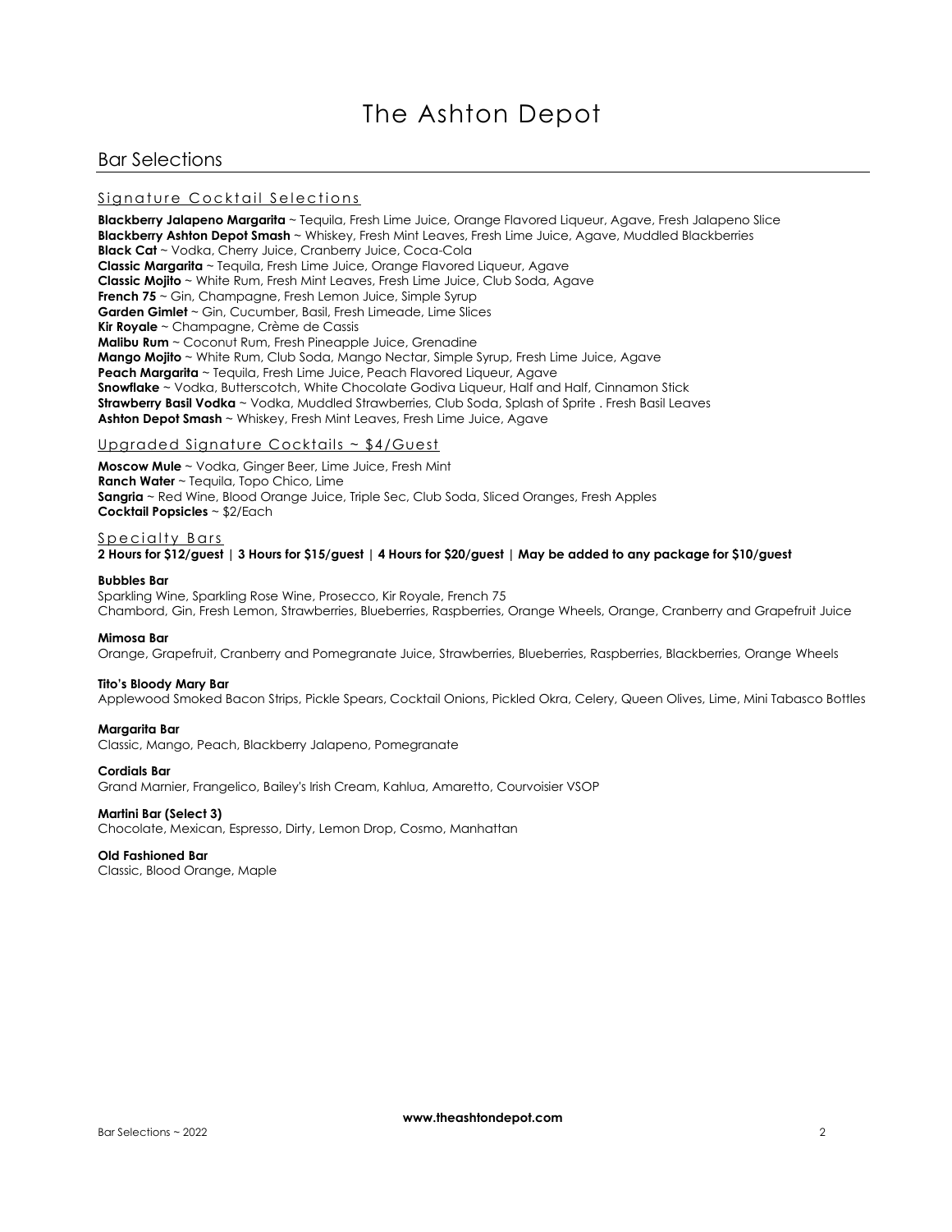# The Ashton Depot

## Bar Selections

### Signature Cocktail Selections

**Blackberry Jalapeno Margarita** ~ Tequila, Fresh Lime Juice, Orange Flavored Liqueur, Agave, Fresh Jalapeno Slice
**Blackberry Ashton Depot Smash** ~ Whiskey, Fresh Mint Leaves, Fresh Lime Juice, Agave, Muddled Blackberries
**Black Cat** ~ Vodka, Cherry Juice, Cranberry Juice, Coca-Cola
**Classic Margarita** ~ Tequila, Fresh Lime Juice, Orange Flavored Liqueur, Agave
**Classic Mojito** ~ White Rum, Fresh Mint Leaves, Fresh Lime Juice, Club Soda, Agave
**French 75** ~ Gin, Champagne, Fresh Lemon Juice, Simple Syrup
**Garden Gimlet** ~ Gin, Cucumber, Basil, Fresh Limeade, Lime Slices
**Kir Royale** ~ Champagne, Crème de Cassis
**Malibu Rum** ~ Coconut Rum, Fresh Pineapple Juice, Grenadine
**Mango Mojito** ~ White Rum, Club Soda, Mango Nectar, Simple Syrup, Fresh Lime Juice, Agave
**Peach Margarita** ~ Tequila, Fresh Lime Juice, Peach Flavored Liqueur, Agave
**Snowflake** ~ Vodka, Butterscotch, White Chocolate Godiva Liqueur, Half and Half, Cinnamon Stick
**Strawberry Basil Vodka** ~ Vodka, Muddled Strawberries, Club Soda, Splash of Sprite . Fresh Basil Leaves
**Ashton Depot Smash** ~ Whiskey, Fresh Mint Leaves, Fresh Lime Juice, Agave

### Upgraded Signature Cocktails ~ $4/Guest

**Moscow Mule** ~ Vodka, Ginger Beer, Lime Juice, Fresh Mint
**Ranch Water** ~ Tequila, Topo Chico, Lime
**Sangria** ~ Red Wine, Blood Orange Juice, Triple Sec, Club Soda, Sliced Oranges, Fresh Apples
**Cocktail Popsicles** ~ $2/Each

### Specialty Bars

**2 Hours for $12/guest | 3 Hours for $15/guest | 4 Hours for $20/guest | May be added to any package for $10/guest**

**Bubbles Bar**
Sparkling Wine, Sparkling Rose Wine, Prosecco, Kir Royale, French 75
Chambord, Gin, Fresh Lemon, Strawberries, Blueberries, Raspberries, Orange Wheels, Orange, Cranberry and Grapefruit Juice

**Mimosa Bar**
Orange, Grapefruit, Cranberry and Pomegranate Juice, Strawberries, Blueberries, Raspberries, Blackberries, Orange Wheels

**Tito's Bloody Mary Bar**
Applewood Smoked Bacon Strips, Pickle Spears, Cocktail Onions, Pickled Okra, Celery, Queen Olives, Lime, Mini Tabasco Bottles

**Margarita Bar**
Classic, Mango, Peach, Blackberry Jalapeno, Pomegranate

**Cordials Bar**
Grand Marnier, Frangelico, Bailey's Irish Cream, Kahlua, Amaretto, Courvoisier VSOP

**Martini Bar (Select 3)**
Chocolate, Mexican, Espresso, Dirty, Lemon Drop, Cosmo, Manhattan

**Old Fashioned Bar**
Classic, Blood Orange, Maple

**www.theashtondepot.com**